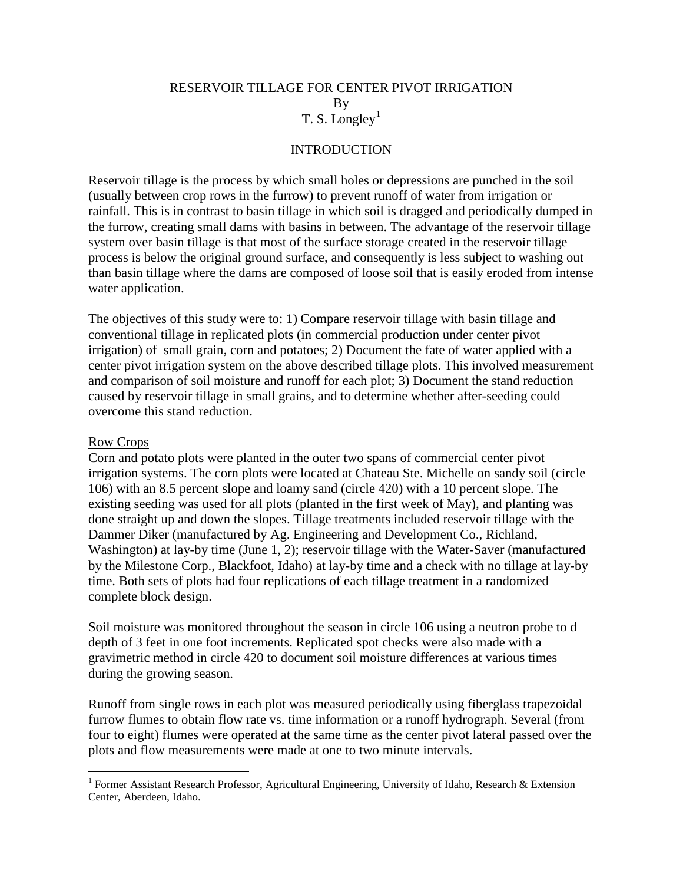# RESERVOIR TILLAGE FOR CENTER PIVOT IRRIGATION

By

T. S. Longley[1]

## INTRODUCTION

Reservoir tillage is the process by which small holes or depressions are punched in the soil (usually between crop rows in the furrow) to prevent runoff of water from irrigation or rainfall. This is in contrast to basin tillage in which soil is dragged and periodically dumped in the furrow, creating small dams with basins in between. The advantage of the reservoir tillage system over basin tillage is that most of the surface storage created in the reservoir tillage process is below the original ground surface, and consequently is less subject to washing out than basin tillage where the dams are composed of loose soil that is easily eroded from intense water application.

The objectives of this study were to: 1) Compare reservoir tillage with basin tillage and conventional tillage in replicated plots (in commercial production under center pivot irrigation) of small grain, corn and potatoes; 2) Document the fate of water applied with a center pivot irrigation system on the above described tillage plots. This involved measurement and comparison of soil moisture and runoff for each plot; 3) Document the stand reduction caused by reservoir tillage in small grains, and to determine whether after-seeding could overcome this stand reduction.

### Row Crops

Corn and potato plots were planted in the outer two spans of commercial center pivot irrigation systems. The corn plots were located at Chateau Ste. Michelle on sandy soil (circle 106) with an 8.5 percent slope and loamy sand (circle 420) with a 10 percent slope. The existing seeding was used for all plots (planted in the first week of May), and planting was done straight up and down the slopes. Tillage treatments included reservoir tillage with the Dammer Diker (manufactured by Ag. Engineering and Development Co., Richland, Washington) at lay-by time (June 1, 2); reservoir tillage with the Water-Saver (manufactured by the Milestone Corp., Blackfoot, Idaho) at lay-by time and a check with no tillage at lay-by time. Both sets of plots had four replications of each tillage treatment in a randomized complete block design.

Soil moisture was monitored throughout the season in circle 106 using a neutron probe to d depth of 3 feet in one foot increments. Replicated spot checks were also made with a gravimetric method in circle 420 to document soil moisture differences at various times during the growing season.

Runoff from single rows in each plot was measured periodically using fiberglass trapezoidal furrow flumes to obtain flow rate vs. time information or a runoff hydrograph. Several (from four to eight) flumes were operated at the same time as the center pivot lateral passed over the plots and flow measurements were made at one to two minute intervals.

---

[1] Former Assistant Research Professor, Agricultural Engineering, University of Idaho, Research & Extension Center, Aberdeen, Idaho.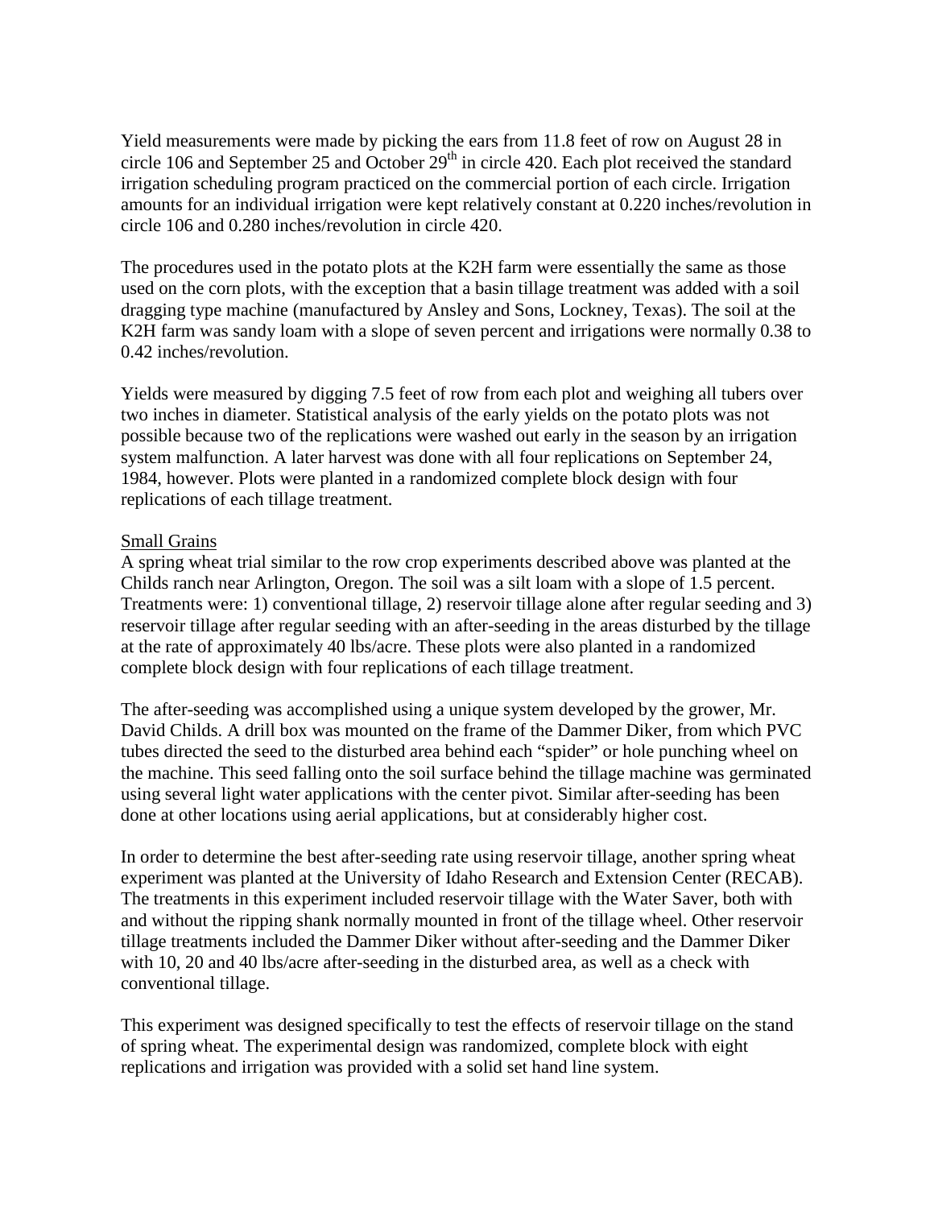Yield measurements were made by picking the ears from 11.8 feet of row on August 28 in circle 106 and September 25 and October 29th in circle 420. Each plot received the standard irrigation scheduling program practiced on the commercial portion of each circle. Irrigation amounts for an individual irrigation were kept relatively constant at 0.220 inches/revolution in circle 106 and 0.280 inches/revolution in circle 420.

The procedures used in the potato plots at the K2H farm were essentially the same as those used on the corn plots, with the exception that a basin tillage treatment was added with a soil dragging type machine (manufactured by Ansley and Sons, Lockney, Texas). The soil at the K2H farm was sandy loam with a slope of seven percent and irrigations were normally 0.38 to 0.42 inches/revolution.

Yields were measured by digging 7.5 feet of row from each plot and weighing all tubers over two inches in diameter. Statistical analysis of the early yields on the potato plots was not possible because two of the replications were washed out early in the season by an irrigation system malfunction. A later harvest was done with all four replications on September 24, 1984, however. Plots were planted in a randomized complete block design with four replications of each tillage treatment.

## Small Grains

A spring wheat trial similar to the row crop experiments described above was planted at the Childs ranch near Arlington, Oregon. The soil was a silt loam with a slope of 1.5 percent. Treatments were: 1) conventional tillage, 2) reservoir tillage alone after regular seeding and 3) reservoir tillage after regular seeding with an after-seeding in the areas disturbed by the tillage at the rate of approximately 40 lbs/acre. These plots were also planted in a randomized complete block design with four replications of each tillage treatment.

The after-seeding was accomplished using a unique system developed by the grower, Mr. David Childs. A drill box was mounted on the frame of the Dammer Diker, from which PVC tubes directed the seed to the disturbed area behind each "spider" or hole punching wheel on the machine. This seed falling onto the soil surface behind the tillage machine was germinated using several light water applications with the center pivot. Similar after-seeding has been done at other locations using aerial applications, but at considerably higher cost.

In order to determine the best after-seeding rate using reservoir tillage, another spring wheat experiment was planted at the University of Idaho Research and Extension Center (RECAB). The treatments in this experiment included reservoir tillage with the Water Saver, both with and without the ripping shank normally mounted in front of the tillage wheel. Other reservoir tillage treatments included the Dammer Diker without after-seeding and the Dammer Diker with 10, 20 and 40 lbs/acre after-seeding in the disturbed area, as well as a check with conventional tillage.

This experiment was designed specifically to test the effects of reservoir tillage on the stand of spring wheat. The experimental design was randomized, complete block with eight replications and irrigation was provided with a solid set hand line system.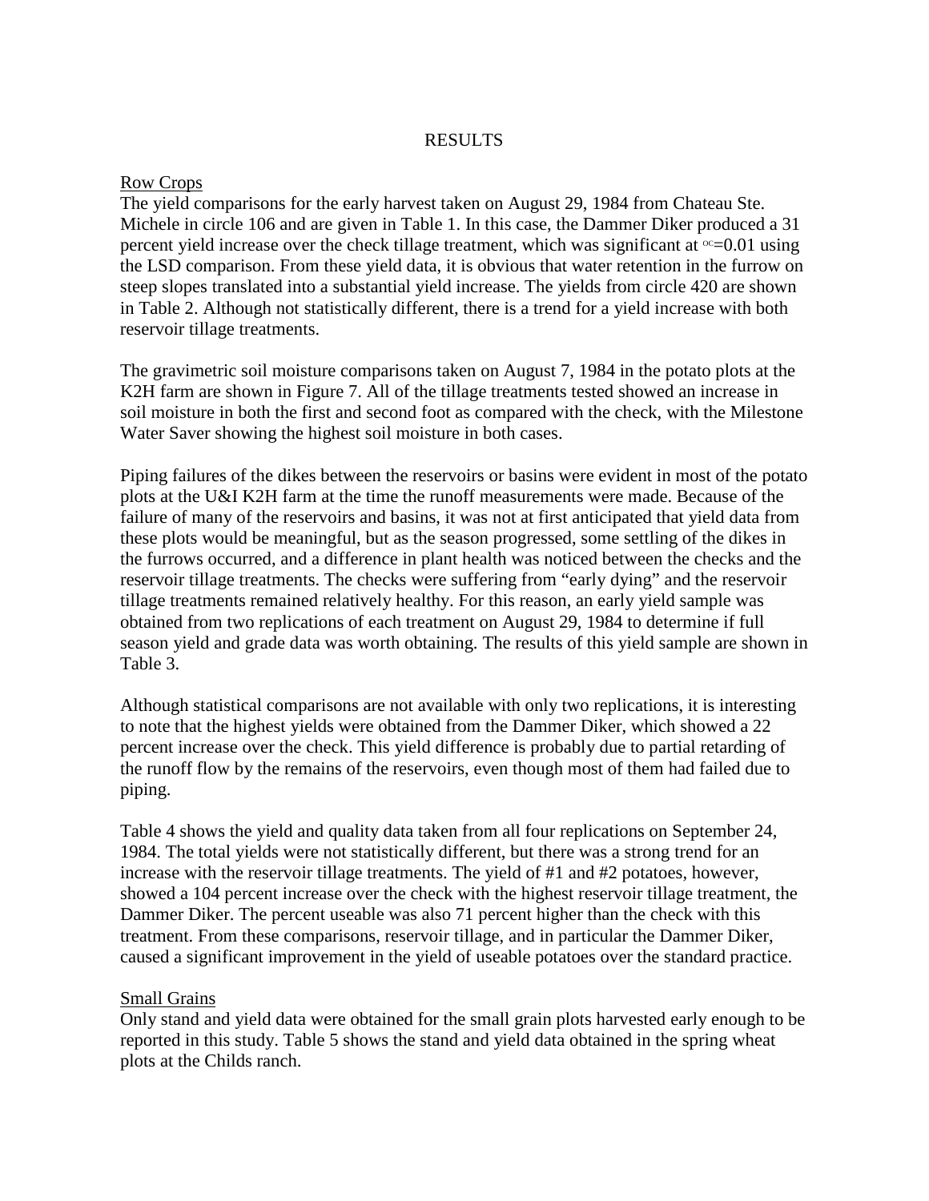# RESULTS

## Row Crops

The yield comparisons for the early harvest taken on August 29, 1984 from Chateau Ste. Michele in circle 106 and are given in Table 1. In this case, the Dammer Diker produced a 31 percent yield increase over the check tillage treatment, which was significant at $\alpha$=0.01 using the LSD comparison. From these yield data, it is obvious that water retention in the furrow on steep slopes translated into a substantial yield increase. The yields from circle 420 are shown in Table 2. Although not statistically different, there is a trend for a yield increase with both reservoir tillage treatments.

The gravimetric soil moisture comparisons taken on August 7, 1984 in the potato plots at the K2H farm are shown in Figure 7. All of the tillage treatments tested showed an increase in soil moisture in both the first and second foot as compared with the check, with the Milestone Water Saver showing the highest soil moisture in both cases.

Piping failures of the dikes between the reservoirs or basins were evident in most of the potato plots at the U&I K2H farm at the time the runoff measurements were made. Because of the failure of many of the reservoirs and basins, it was not at first anticipated that yield data from these plots would be meaningful, but as the season progressed, some settling of the dikes in the furrows occurred, and a difference in plant health was noticed between the checks and the reservoir tillage treatments. The checks were suffering from "early dying" and the reservoir tillage treatments remained relatively healthy. For this reason, an early yield sample was obtained from two replications of each treatment on August 29, 1984 to determine if full season yield and grade data was worth obtaining. The results of this yield sample are shown in Table 3.

Although statistical comparisons are not available with only two replications, it is interesting to note that the highest yields were obtained from the Dammer Diker, which showed a 22 percent increase over the check. This yield difference is probably due to partial retarding of the runoff flow by the remains of the reservoirs, even though most of them had failed due to piping.

Table 4 shows the yield and quality data taken from all four replications on September 24, 1984. The total yields were not statistically different, but there was a strong trend for an increase with the reservoir tillage treatments. The yield of #1 and #2 potatoes, however, showed a 104 percent increase over the check with the highest reservoir tillage treatment, the Dammer Diker. The percent useable was also 71 percent higher than the check with this treatment. From these comparisons, reservoir tillage, and in particular the Dammer Diker, caused a significant improvement in the yield of useable potatoes over the standard practice.

## Small Grains

Only stand and yield data were obtained for the small grain plots harvested early enough to be reported in this study. Table 5 shows the stand and yield data obtained in the spring wheat plots at the Childs ranch.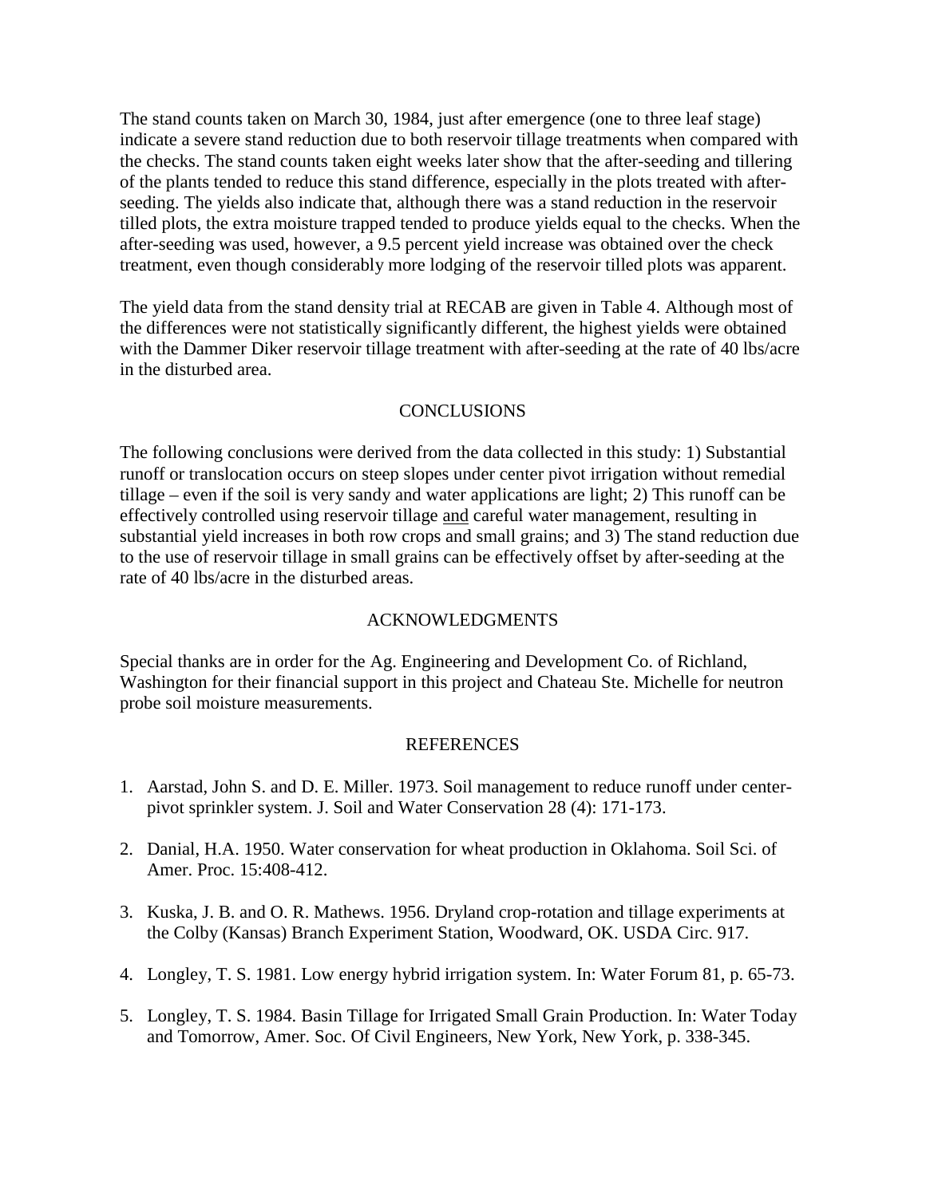The stand counts taken on March 30, 1984, just after emergence (one to three leaf stage) indicate a severe stand reduction due to both reservoir tillage treatments when compared with the checks. The stand counts taken eight weeks later show that the after-seeding and tillering of the plants tended to reduce this stand difference, especially in the plots treated with after-seeding. The yields also indicate that, although there was a stand reduction in the reservoir tilled plots, the extra moisture trapped tended to produce yields equal to the checks. When the after-seeding was used, however, a 9.5 percent yield increase was obtained over the check treatment, even though considerably more lodging of the reservoir tilled plots was apparent.

The yield data from the stand density trial at RECAB are given in Table 4. Although most of the differences were not statistically significantly different, the highest yields were obtained with the Dammer Diker reservoir tillage treatment with after-seeding at the rate of 40 lbs/acre in the disturbed area.

## CONCLUSIONS

The following conclusions were derived from the data collected in this study: 1) Substantial runoff or translocation occurs on steep slopes under center pivot irrigation without remedial tillage – even if the soil is very sandy and water applications are light; 2) This runoff can be effectively controlled using reservoir tillage <u>and</u> careful water management, resulting in substantial yield increases in both row crops and small grains; and 3) The stand reduction due to the use of reservoir tillage in small grains can be effectively offset by after-seeding at the rate of 40 lbs/acre in the disturbed areas.

## ACKNOWLEDGMENTS

Special thanks are in order for the Ag. Engineering and Development Co. of Richland, Washington for their financial support in this project and Chateau Ste. Michelle for neutron probe soil moisture measurements.

## REFERENCES

1. Aarstad, John S. and D. E. Miller. 1973. Soil management to reduce runoff under center-pivot sprinkler system. J. Soil and Water Conservation 28 (4): 171-173.

2. Danial, H.A. 1950. Water conservation for wheat production in Oklahoma. Soil Sci. of Amer. Proc. 15:408-412.

3. Kuska, J. B. and O. R. Mathews. 1956. Dryland crop-rotation and tillage experiments at the Colby (Kansas) Branch Experiment Station, Woodward, OK. USDA Circ. 917.

4. Longley, T. S. 1981. Low energy hybrid irrigation system. In: Water Forum 81, p. 65-73.

5. Longley, T. S. 1984. Basin Tillage for Irrigated Small Grain Production. In: Water Today and Tomorrow, Amer. Soc. Of Civil Engineers, New York, New York, p. 338-345.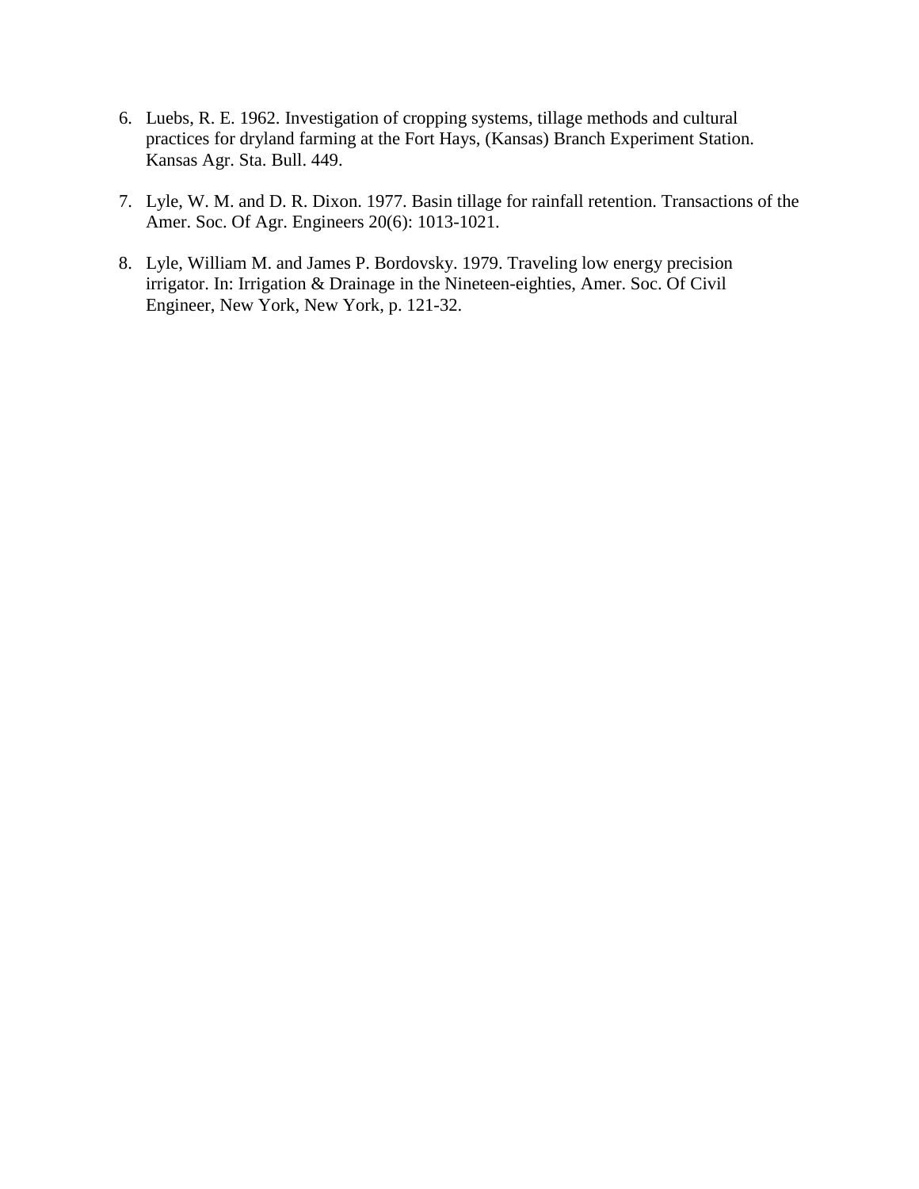6. Luebs, R. E. 1962. Investigation of cropping systems, tillage methods and cultural practices for dryland farming at the Fort Hays, (Kansas) Branch Experiment Station. Kansas Agr. Sta. Bull. 449.

7. Lyle, W. M. and D. R. Dixon. 1977. Basin tillage for rainfall retention. Transactions of the Amer. Soc. Of Agr. Engineers 20(6): 1013-1021.

8. Lyle, William M. and James P. Bordovsky. 1979. Traveling low energy precision irrigator. In: Irrigation & Drainage in the Nineteen-eighties, Amer. Soc. Of Civil Engineer, New York, New York, p. 121-32.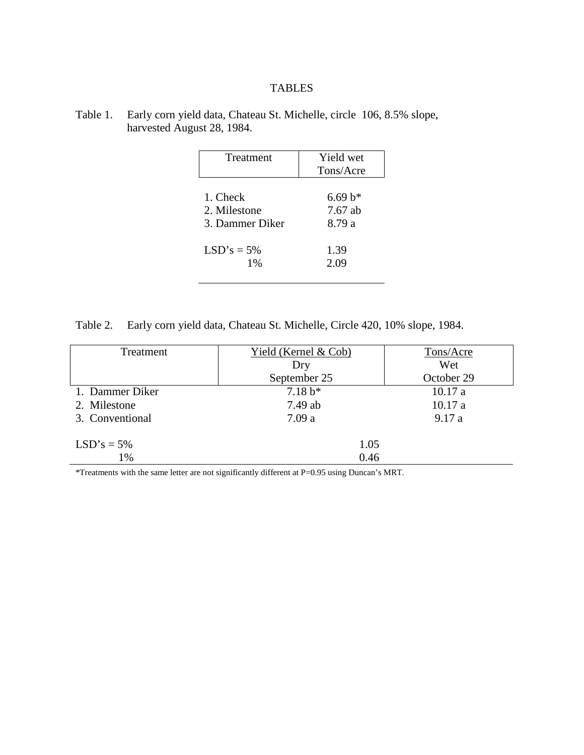# TABLES

Table 1. Early corn yield data, Chateau St. Michelle, circle 106, 8.5% slope, harvested August 28, 1984.

| Treatment | Yield wet Tons/Acre |
|---|---|
| 1. Check | 6.69 b* |
| 2. Milestone | 7.67 ab |
| 3. Dammer Diker | 8.79 a |
| LSD's = 5% | 1.39 |
| 1% | 2.09 |

Table 2. Early corn yield data, Chateau St. Michelle, Circle 420, 10% slope, 1984.

| Treatment | Yield (Kernel & Cob) Dry September 25 | Tons/Acre Wet October 29 |
|---|---|---|
| 1. Dammer Diker | 7.18 b* | 10.17 a |
| 2. Milestone | 7.49 ab | 10.17 a |
| 3. Conventional | 7.09 a | 9.17 a |
| LSD's = 5% | 1.05 | |
| 1% | 0.46 | |

*Treatments with the same letter are not significantly different at P=0.95 using Duncan's MRT.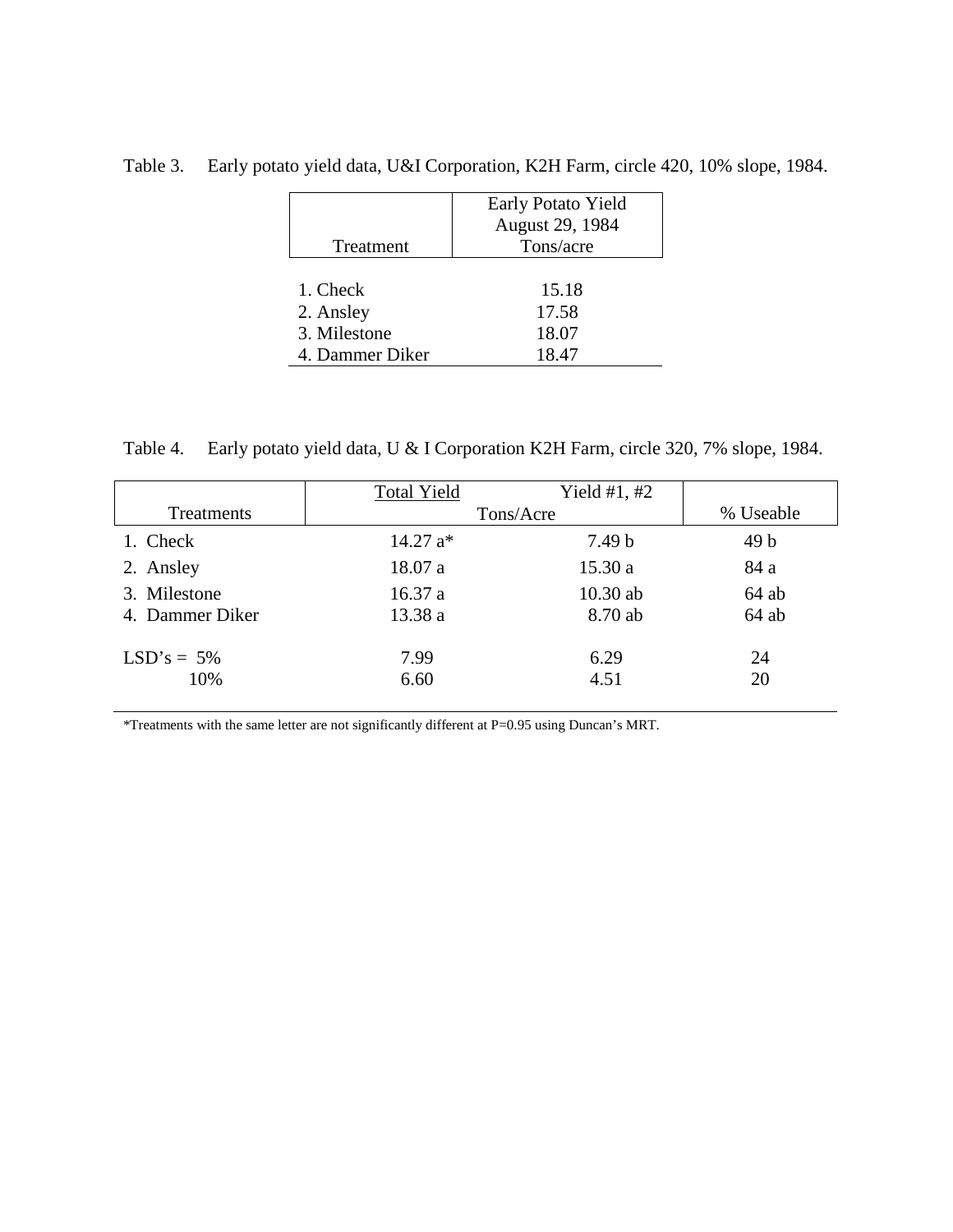Table 3. Early potato yield data, U&I Corporation, K2H Farm, circle 420, 10% slope, 1984.

| Treatment | Early Potato Yield August 29, 1984 Tons/acre |
|---|---|
| 1. Check | 15.18 |
| 2. Ansley | 17.58 |
| 3. Milestone | 18.07 |
| 4. Dammer Diker | 18.47 |

Table 4. Early potato yield data, U & I Corporation K2H Farm, circle 320, 7% slope, 1984.

| Treatments | Total Yield | Yield #1, #2 | % Useable |
|---|---|---|---|
| | Tons/Acre | | |
| 1. Check | 14.27 a* | 7.49 b | 49 b |
| 2. Ansley | 18.07 a | 15.30 a | 84 a |
| 3. Milestone | 16.37 a | 10.30 ab | 64 ab |
| 4. Dammer Diker | 13.38 a | 8.70 ab | 64 ab |
| LSD's = 5% | 7.99 | 6.29 | 24 |
| 10% | 6.60 | 4.51 | 20 |

*Treatments with the same letter are not significantly different at P=0.95 using Duncan's MRT.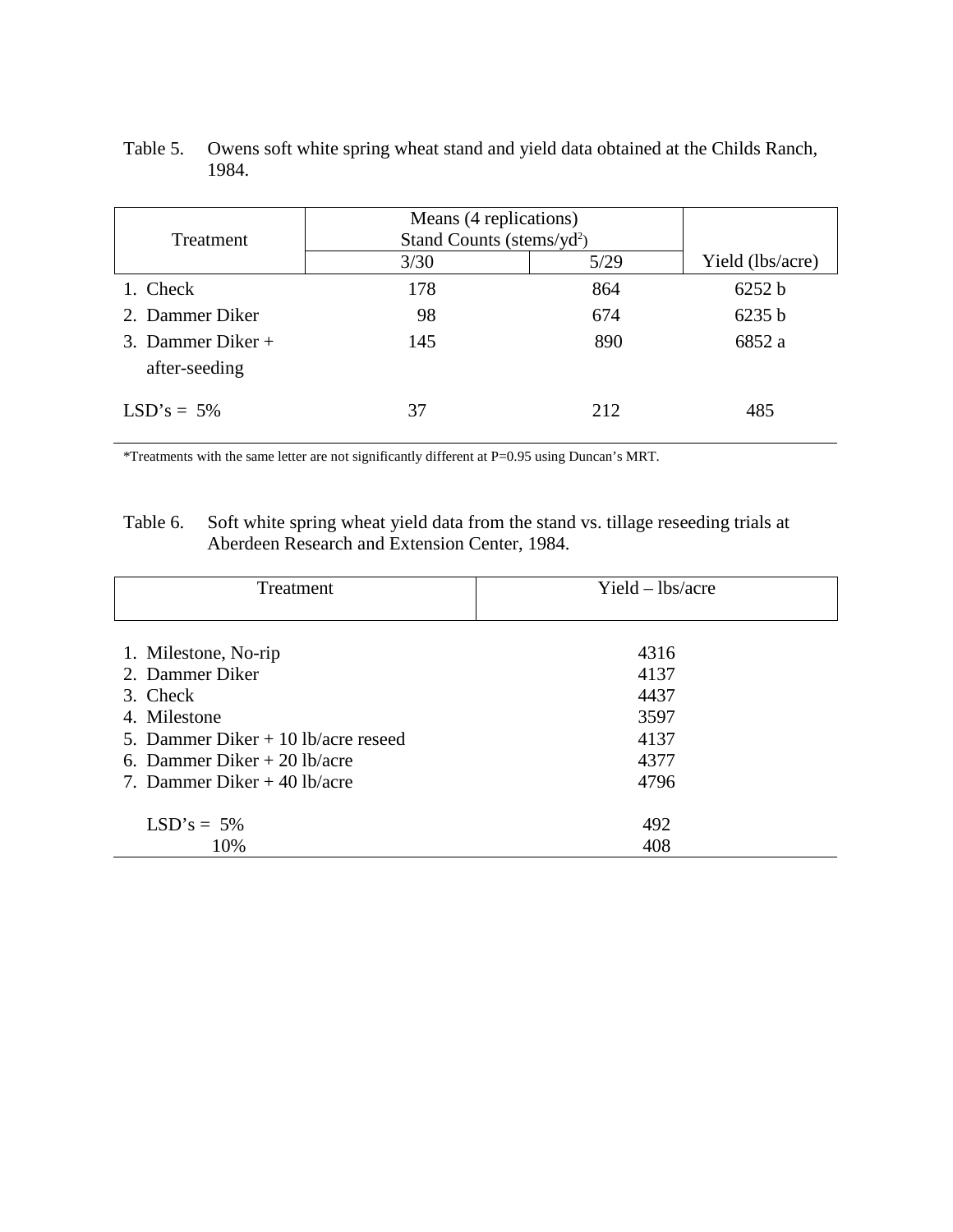Table 5. Owens soft white spring wheat stand and yield data obtained at the Childs Ranch, 1984.

| Treatment | Means (4 replications) Stand Counts (stems/yd$^2$) | | |
|---|---|---|---|
| | 3/30 | 5/29 | Yield (lbs/acre) |
| 1. Check | 178 | 864 | 6252 b |
| 2. Dammer Diker | 98 | 674 | 6235 b |
| 3. Dammer Diker + after-seeding | 145 | 890 | 6852 a |
| LSD's = 5% | 37 | 212 | 485 |

*Treatments with the same letter are not significantly different at P=0.95 using Duncan's MRT.

Table 6. Soft white spring wheat yield data from the stand vs. tillage reseeding trials at Aberdeen Research and Extension Center, 1984.

| Treatment | Yield – lbs/acre |
|---|---|
| 1. Milestone, No-rip | 4316 |
| 2. Dammer Diker | 4137 |
| 3. Check | 4437 |
| 4. Milestone | 3597 |
| 5. Dammer Diker + 10 lb/acre reseed | 4137 |
| 6. Dammer Diker + 20 lb/acre | 4377 |
| 7. Dammer Diker + 40 lb/acre | 4796 |
| LSD's = 5% | 492 |
| 10% | 408 |